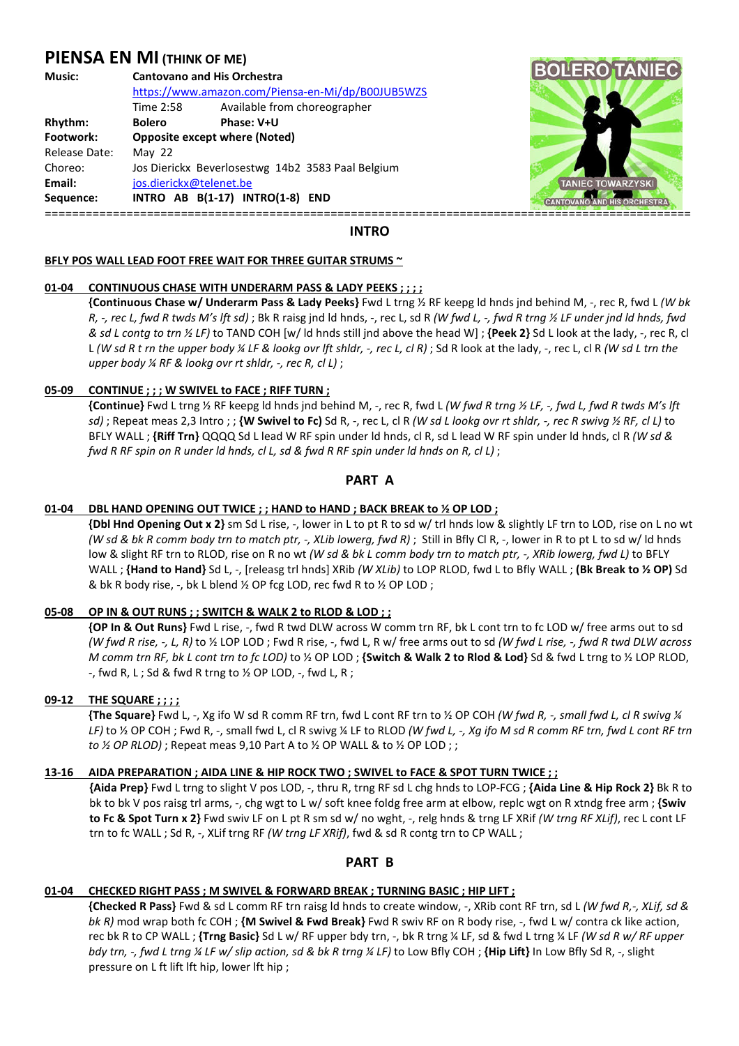# PIENSA EN MI (THINK OF ME)

**Music:** **Cantovano and His Orchestra**
https://www.amazon.com/Piensa-en-Mi/dp/B00JUB5WZS
Time 2:58 Available from choreographer

**Rhythm:** **Bolero** **Phase: V+U**

**Footwork:** **Opposite except where (Noted)**

Release Date: May 22

Choreo: Jos Dierickx Beverlosestwg 14b2 3583 Paal Belgium

**Email:** jos.dierickx@telenet.be

**Sequence:** **INTRO AB B(1-17) INTRO(1-8) END**

## INTRO

**BFLY POS WALL LEAD FOOT FREE WAIT FOR THREE GUITAR STRUMS ~**

**01-04 CONTINUOUS CHASE WITH UNDERARM PASS & LADY PEEKS ; ; ; ;**

**{Continuous Chase w/ Underarm Pass & Lady Peeks}** Fwd L trng ½ RF keepg ld hnds jnd behind M, -, rec R, fwd L *(W bk R, -, rec L, fwd R twds M's lft sd)* ; Bk R raisg jnd ld hnds, -, rec L, sd R *(W fwd L, -, fwd R trng ½ LF under jnd ld hnds, fwd & sd L contg to trn ½ LF)* to TAND COH [w/ ld hnds still jnd above the head W] ; **{Peek 2}** Sd L look at the lady, -, rec R, cl L *(W sd R t rn the upper body ¼ LF & lookg ovr lft shldr, -, rec L, cl R)* ; Sd R look at the lady, -, rec L, cl R *(W sd L trn the upper body ¼ RF & lookg ovr rt shldr, -, rec R, cl L)* ;

**05-09 CONTINUE ; ; ; W SWIVEL to FACE ; RIFF TURN ;**

**{Continue}** Fwd L trng ½ RF keepg ld hnds jnd behind M, -, rec R, fwd L *(W fwd R trng ½ LF, -, fwd L, fwd R twds M's lft sd)* ; Repeat meas 2,3 Intro ; ; **{W Swivel to Fc)** Sd R, -, rec L, cl R *(W sd L lookg ovr rt shldr, -, rec R swivg ½ RF, cl L)* to BFLY WALL ; **{Riff Trn}** QQQQ Sd L lead W RF spin under ld hnds, cl R, sd L lead W RF spin under ld hnds, cl R *(W sd & fwd R RF spin on R under ld hnds, cl L, sd & fwd R RF spin under ld hnds on R, cl L)* ;

## PART A

**01-04 DBL HAND OPENING OUT TWICE ; ; HAND to HAND ; BACK BREAK to ½ OP LOD ;**

**{Dbl Hnd Opening Out x 2}** sm Sd L rise, -, lower in L to pt R to sd w/ trl hnds low & slightly LF trn to LOD, rise on L no wt *(W sd & bk R comm body trn to match ptr, -, XLib lowerg, fwd R)* ; Still in Bfly Cl R, -, lower in R to pt L to sd w/ ld hnds low & slight RF trn to RLOD, rise on R no wt *(W sd & bk L comm body trn to match ptr, -, XRib lowerg, fwd L)* to BFLY WALL ; **{Hand to Hand}** Sd L, -, [releasg trl hnds] XRib *(W XLib)* to LOP RLOD, fwd L to Bfly WALL ; **(Bk Break to ½ OP)** Sd & bk R body rise, -, bk L blend ½ OP fcg LOD, rec fwd R to ½ OP LOD ;

**05-08 OP IN & OUT RUNS ; ; SWITCH & WALK 2 to RLOD & LOD ; ;**

**{OP In & Out Runs}** Fwd L rise, -, fwd R twd DLW across W comm trn RF, bk L cont trn to fc LOD w/ free arms out to sd *(W fwd R rise, -, L, R)* to ½ LOP LOD ; Fwd R rise, -, fwd L, R w/ free arms out to sd *(W fwd L rise, -, fwd R twd DLW across M comm trn RF, bk L cont trn to fc LOD)* to ½ OP LOD ; **{Switch & Walk 2 to Rlod & Lod}** Sd & fwd L trng to ½ LOP RLOD, -, fwd R, L ; Sd & fwd R trng to ½ OP LOD, -, fwd L, R ;

**09-12 THE SQUARE ; ; ; ;**

**{The Square}** Fwd L, -, Xg ifo W sd R comm RF trn, fwd L cont RF trn to ½ OP COH *(W fwd R, -, small fwd L, cl R swivg ¼ LF)* to ½ OP COH ; Fwd R, -, small fwd L, cl R swivg ¼ LF to RLOD *(W fwd L, -, Xg ifo M sd R comm RF trn, fwd L cont RF trn to ½ OP RLOD)* ; Repeat meas 9,10 Part A to ½ OP WALL & to ½ OP LOD ; ;

**13-16 AIDA PREPARATION ; AIDA LINE & HIP ROCK TWO ; SWIVEL to FACE & SPOT TURN TWICE ; ;**

**{Aida Prep}** Fwd L trng to slight V pos LOD, -, thru R, trng RF sd L chg hnds to LOP-FCG ; **{Aida Line & Hip Rock 2}** Bk R to bk to bk V pos raisg trl arms, -, chg wgt to L w/ soft knee foldg free arm at elbow, replc wgt on R xtndg free arm ; **{Swiv to Fc & Spot Turn x 2}** Fwd swiv LF on L pt R sm sd w/ no wght, -, relg hnds & trng LF XRif *(W trng RF XLif)*, rec L cont LF trn to fc WALL ; Sd R, -, XLif trng RF *(W trng LF XRif)*, fwd & sd R contg trn to CP WALL ;

## PART B

**01-04 CHECKED RIGHT PASS ; M SWIVEL & FORWARD BREAK ; TURNING BASIC ; HIP LIFT ;**

**{Checked R Pass}** Fwd & sd L comm RF trn raisg ld hnds to create window, -, XRib cont RF trn, sd L *(W fwd R,-, XLif, sd & bk R)* mod wrap both fc COH ; **{M Swivel & Fwd Break}** Fwd R swiv RF on R body rise, -, fwd L w/ contra ck like action, rec bk R to CP WALL ; **{Trng Basic}** Sd L w/ RF upper bdy trn, -, bk R trng ¼ LF, sd & fwd L trng ¼ LF *(W sd R w/ RF upper bdy trn, -, fwd L trng ¼ LF w/ slip action, sd & bk R trng ¼ LF)* to Low Bfly COH ; **{Hip Lift}** In Low Bfly Sd R, -, slight pressure on L ft lift lft hip, lower lft hip ;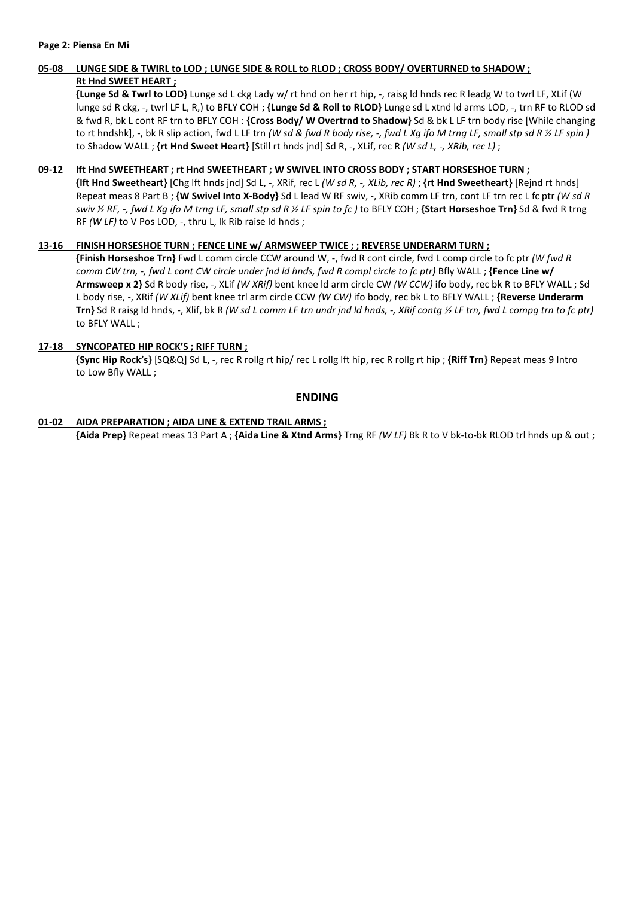**Page 2: Piensa En Mi**

**05-08 <u>LUNGE SIDE & TWIRL to LOD ; LUNGE SIDE & ROLL to RLOD ; CROSS BODY/ OVERTURNED to SHADOW ; Rt Hnd SWEET HEART ;</u>**

**{Lunge Sd & Twrl to LOD}** Lunge sd L ckg Lady w/ rt hnd on her rt hip, -, raisg ld hnds rec R leadg W to twrl LF, XLif (W lunge sd R ckg, -, twrl LF L, R,) to BFLY COH ; **{Lunge Sd & Roll to RLOD}** Lunge sd L xtnd ld arms LOD, -, trn RF to RLOD sd & fwd R, bk L cont RF trn to BFLY COH : **{Cross Body/ W Overtrnd to Shadow}** Sd & bk L LF trn body rise [While changing to rt hndshk], -, bk R slip action, fwd L LF trn *(W sd & fwd R body rise, -, fwd L Xg ifo M trng LF, small stp sd R ½ LF spin )* to Shadow WALL ; **{rt Hnd Sweet Heart}** [Still rt hnds jnd] Sd R, -, XLif, rec R *(W sd L, -, XRib, rec L)* ;

**09-12 <u>lft Hnd SWEETHEART ; rt Hnd SWEETHEART ; W SWIVEL INTO CROSS BODY ; START HORSESHOE TURN ;</u>**

**{lft Hnd Sweetheart}** [Chg lft hnds jnd] Sd L, -, XRif, rec L *(W sd R, -, XLib, rec R)* ; **{rt Hnd Sweetheart}** [Rejnd rt hnds] Repeat meas 8 Part B ; **{W Swivel Into X-Body}** Sd L lead W RF swiv, -, XRib comm LF trn, cont LF trn rec L fc ptr *(W sd R swiv ½ RF, -, fwd L Xg ifo M trng LF, small stp sd R ½ LF spin to fc )* to BFLY COH ; **{Start Horseshoe Trn}** Sd & fwd R trng RF *(W LF)* to V Pos LOD, -, thru L, lk Rib raise ld hnds ;

**13-16 <u>FINISH HORSESHOE TURN ; FENCE LINE w/ ARMSWEEP TWICE ; ; REVERSE UNDERARM TURN ;</u>**

**{Finish Horseshoe Trn}** Fwd L comm circle CCW around W, -, fwd R cont circle, fwd L comp circle to fc ptr *(W fwd R comm CW trn, -, fwd L cont CW circle under jnd ld hnds, fwd R compl circle to fc ptr)* Bfly WALL ; **{Fence Line w/ Armsweep x 2}** Sd R body rise, -, XLif *(W XRif)* bent knee ld arm circle CW *(W CCW)* ifo body, rec bk R to BFLY WALL ; Sd L body rise, -, XRif *(W XLif)* bent knee trl arm circle CCW *(W CW)* ifo body, rec bk L to BFLY WALL ; **{Reverse Underarm Trn}** Sd R raisg ld hnds, -, Xlif, bk R *(W sd L comm LF trn undr jnd ld hnds, -, XRif contg ½ LF trn, fwd L compg trn to fc ptr)* to BFLY WALL ;

**17-18 <u>SYNCOPATED HIP ROCK'S ; RIFF TURN ;</u>**

**{Sync Hip Rock's}** [SQ&Q] Sd L, -, rec R rollg rt hip/ rec L rollg lft hip, rec R rollg rt hip ; **{Riff Trn}** Repeat meas 9 Intro to Low Bfly WALL ;

## ENDING

**01-02 <u>AIDA PREPARATION ; AIDA LINE & EXTEND TRAIL ARMS ;</u>**

**{Aida Prep}** Repeat meas 13 Part A ; **{Aida Line & Xtnd Arms}** Trng RF *(W LF)* Bk R to V bk-to-bk RLOD trl hnds up & out ;